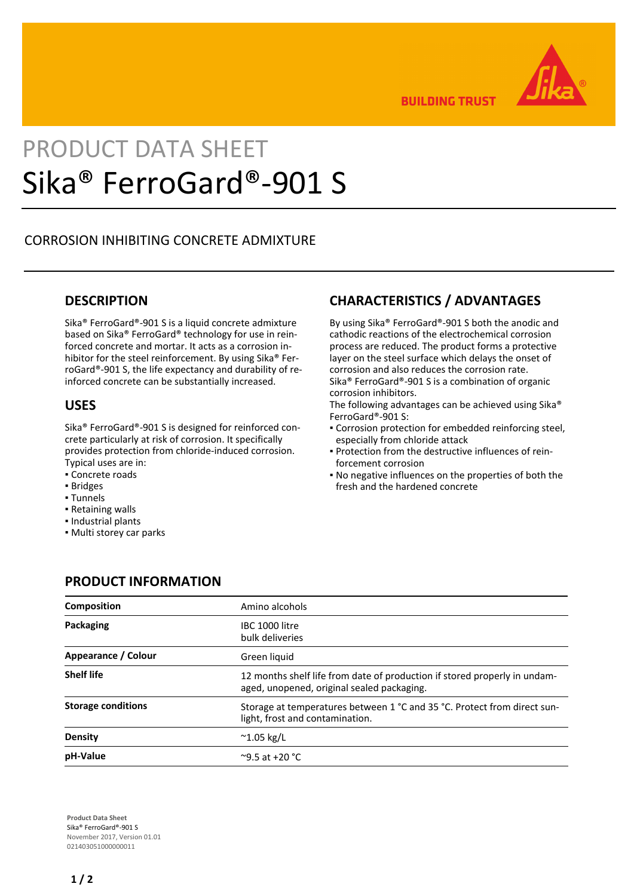# PRODUCT DATA SHEET
# Sika® FerroGard®-901 S

CORROSION INHIBITING CONCRETE ADMIXTURE

## DESCRIPTION

Sika® FerroGard®-901 S is a liquid concrete admixture based on Sika® FerroGard® technology for use in reinforced concrete and mortar. It acts as a corrosion inhibitor for the steel reinforcement. By using Sika® FerroGard®-901 S, the life expectancy and durability of reinforced concrete can be substantially increased.

## USES

Sika® FerroGard®-901 S is designed for reinforced concrete particularly at risk of corrosion. It specifically provides protection from chloride-induced corrosion. Typical uses are in:

- Concrete roads
- Bridges
- Tunnels
- Retaining walls
- Industrial plants
- Multi storey car parks

## CHARACTERISTICS / ADVANTAGES

By using Sika® FerroGard®-901 S both the anodic and cathodic reactions of the electrochemical corrosion process are reduced. The product forms a protective layer on the steel surface which delays the onset of corrosion and also reduces the corrosion rate.
Sika® FerroGard®-901 S is a combination of organic corrosion inhibitors.
The following advantages can be achieved using Sika® FerroGard®-901 S:

- Corrosion protection for embedded reinforcing steel, especially from chloride attack
- Protection from the destructive influences of reinforcement corrosion
- No negative influences on the properties of both the fresh and the hardened concrete

## PRODUCT INFORMATION

| | |
|---|---|
| **Composition** | Amino alcohols |
| **Packaging** | IBC 1000 litre<br>bulk deliveries |
| **Appearance / Colour** | Green liquid |
| **Shelf life** | 12 months shelf life from date of production if stored properly in undamaged, unopened, original sealed packaging. |
| **Storage conditions** | Storage at temperatures between 1 °C and 35 °C. Protect from direct sunlight, frost and contamination. |
| **Density** | ~1.05 kg/L |
| **pH-Value** | ~9.5 at +20 °C |

**Product Data Sheet**
Sika® FerroGard®-901 S
November 2017, Version 01.01
021403051000000011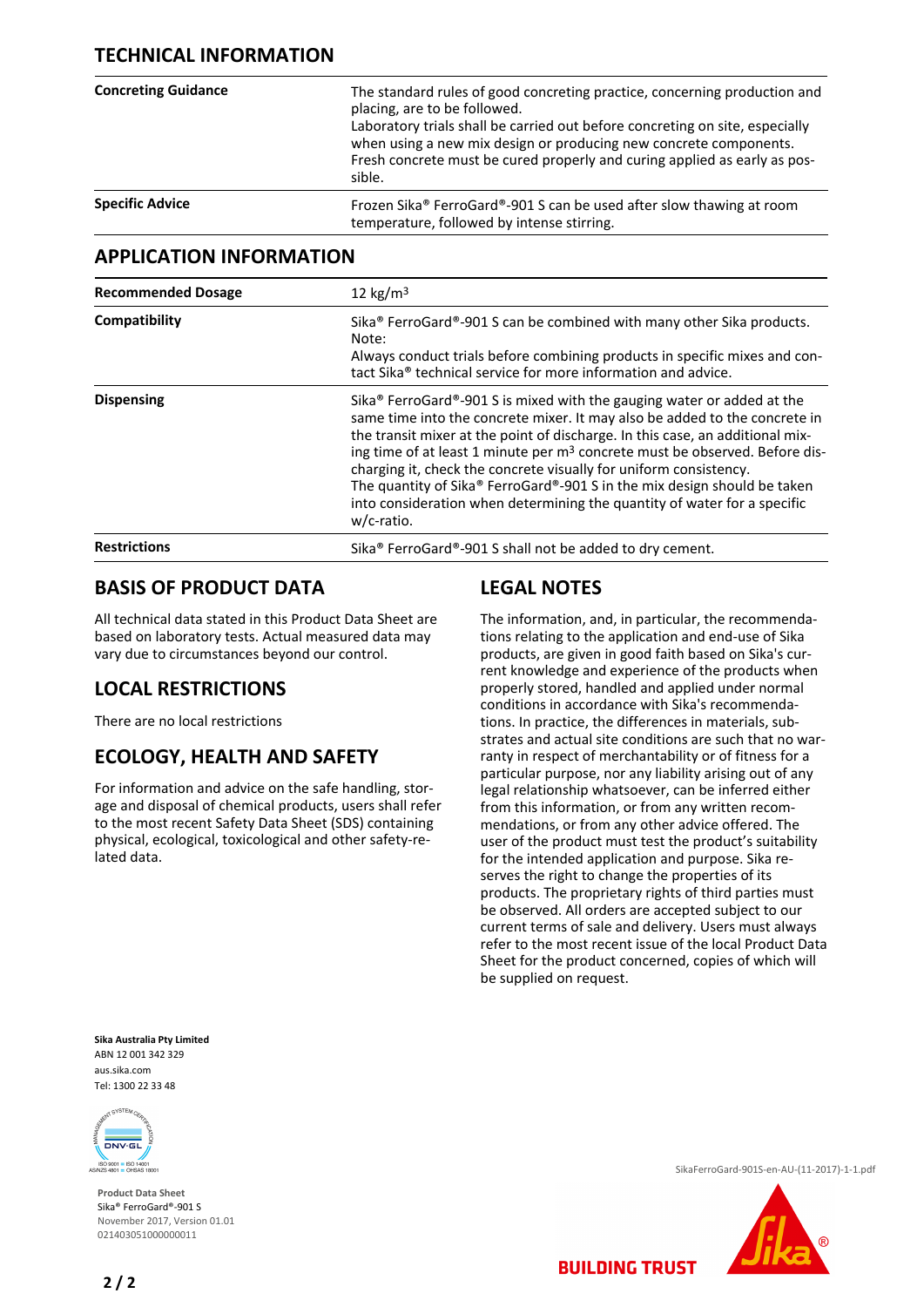## TECHNICAL INFORMATION

| | |
|---|---|
| **Concreting Guidance** | The standard rules of good concreting practice, concerning production and placing, are to be followed.<br>Laboratory trials shall be carried out before concreting on site, especially when using a new mix design or producing new concrete components.<br>Fresh concrete must be cured properly and curing applied as early as possible. |
| **Specific Advice** | Frozen Sika® FerroGard®-901 S can be used after slow thawing at room temperature, followed by intense stirring. |

## APPLICATION INFORMATION

| | |
|---|---|
| **Recommended Dosage** | 12 kg/m³ |
| **Compatibility** | Sika® FerroGard®-901 S can be combined with many other Sika products.<br>Note:<br>Always conduct trials before combining products in specific mixes and contact Sika® technical service for more information and advice. |
| **Dispensing** | Sika® FerroGard®-901 S is mixed with the gauging water or added at the same time into the concrete mixer. It may also be added to the concrete in the transit mixer at the point of discharge. In this case, an additional mixing time of at least 1 minute per m³ concrete must be observed. Before discharging it, check the concrete visually for uniform consistency.<br>The quantity of Sika® FerroGard®-901 S in the mix design should be taken into consideration when determining the quantity of water for a specific w/c-ratio. |
| **Restrictions** | Sika® FerroGard®-901 S shall not be added to dry cement. |

## BASIS OF PRODUCT DATA

All technical data stated in this Product Data Sheet are based on laboratory tests. Actual measured data may vary due to circumstances beyond our control.

## LOCAL RESTRICTIONS

There are no local restrictions

## ECOLOGY, HEALTH AND SAFETY

For information and advice on the safe handling, storage and disposal of chemical products, users shall refer to the most recent Safety Data Sheet (SDS) containing physical, ecological, toxicological and other safety-related data.

## LEGAL NOTES

The information, and, in particular, the recommendations relating to the application and end-use of Sika products, are given in good faith based on Sika's current knowledge and experience of the products when properly stored, handled and applied under normal conditions in accordance with Sika's recommendations. In practice, the differences in materials, substrates and actual site conditions are such that no warranty in respect of merchantability or of fitness for a particular purpose, nor any liability arising out of any legal relationship whatsoever, can be inferred either from this information, or from any written recommendations, or from any other advice offered. The user of the product must test the product's suitability for the intended application and purpose. Sika reserves the right to change the properties of its products. The proprietary rights of third parties must be observed. All orders are accepted subject to our current terms of sale and delivery. Users must always refer to the most recent issue of the local Product Data Sheet for the product concerned, copies of which will be supplied on request.

**Sika Australia Pty Limited**
ABN 12 001 342 329
aus.sika.com
Tel: 1300 22 33 48

**Product Data Sheet**
Sika® FerroGard®-901 S
November 2017, Version 01.01
021403051000000011

SikaFerroGard-901S-en-AU-(11-2017)-1-1.pdf

BUILDING TRUST